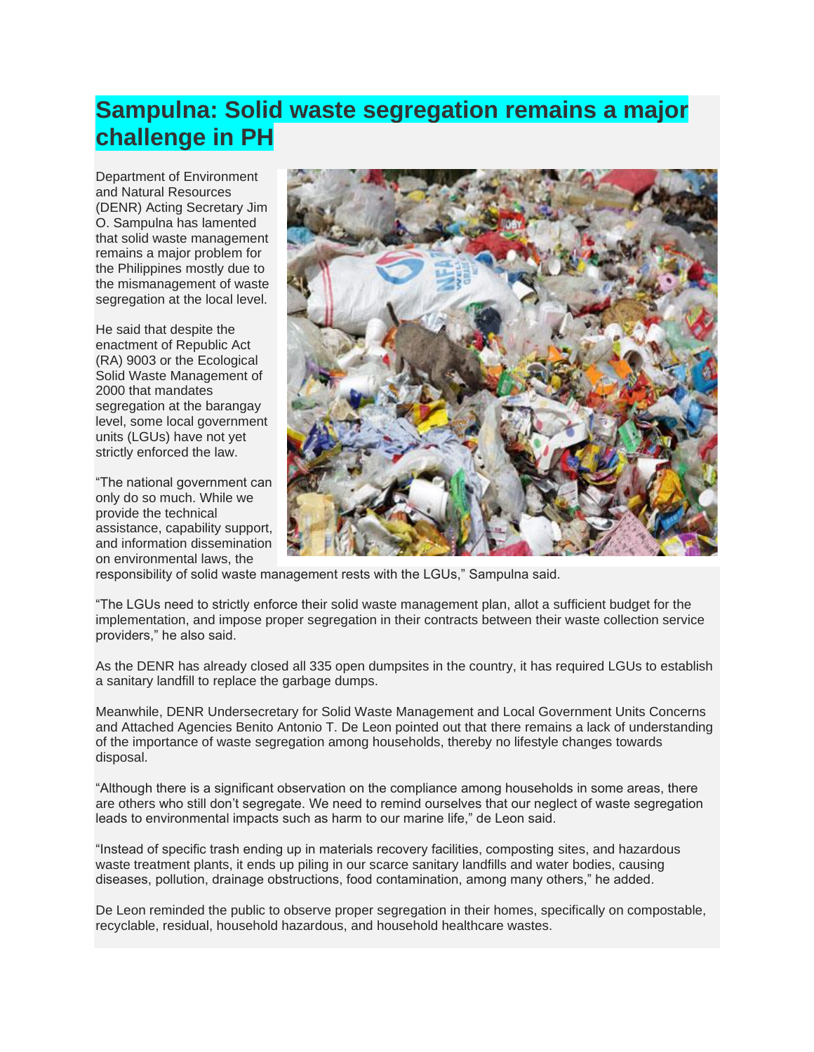# Sampulna: Solid waste segregation remains a major challenge in PH

Department of Environment and Natural Resources (DENR) Acting Secretary Jim O. Sampulna has lamented that solid waste management remains a major problem for the Philippines mostly due to the mismanagement of waste segregation at the local level.

He said that despite the enactment of Republic Act (RA) 9003 or the Ecological Solid Waste Management of 2000 that mandates segregation at the barangay level, some local government units (LGUs) have not yet strictly enforced the law.

"The national government can only do so much. While we provide the technical assistance, capability support, and information dissemination on environmental laws, the responsibility of solid waste management rests with the LGUs," Sampulna said.

"The LGUs need to strictly enforce their solid waste management plan, allot a sufficient budget for the implementation, and impose proper segregation in their contracts between their waste collection service providers," he also said.

As the DENR has already closed all 335 open dumpsites in the country, it has required LGUs to establish a sanitary landfill to replace the garbage dumps.

Meanwhile, DENR Undersecretary for Solid Waste Management and Local Government Units Concerns and Attached Agencies Benito Antonio T. De Leon pointed out that there remains a lack of understanding of the importance of waste segregation among households, thereby no lifestyle changes towards disposal.

"Although there is a significant observation on the compliance among households in some areas, there are others who still don't segregate. We need to remind ourselves that our neglect of waste segregation leads to environmental impacts such as harm to our marine life," de Leon said.

"Instead of specific trash ending up in materials recovery facilities, composting sites, and hazardous waste treatment plants, it ends up piling in our scarce sanitary landfills and water bodies, causing diseases, pollution, drainage obstructions, food contamination, among many others," he added.

De Leon reminded the public to observe proper segregation in their homes, specifically on compostable, recyclable, residual, household hazardous, and household healthcare wastes.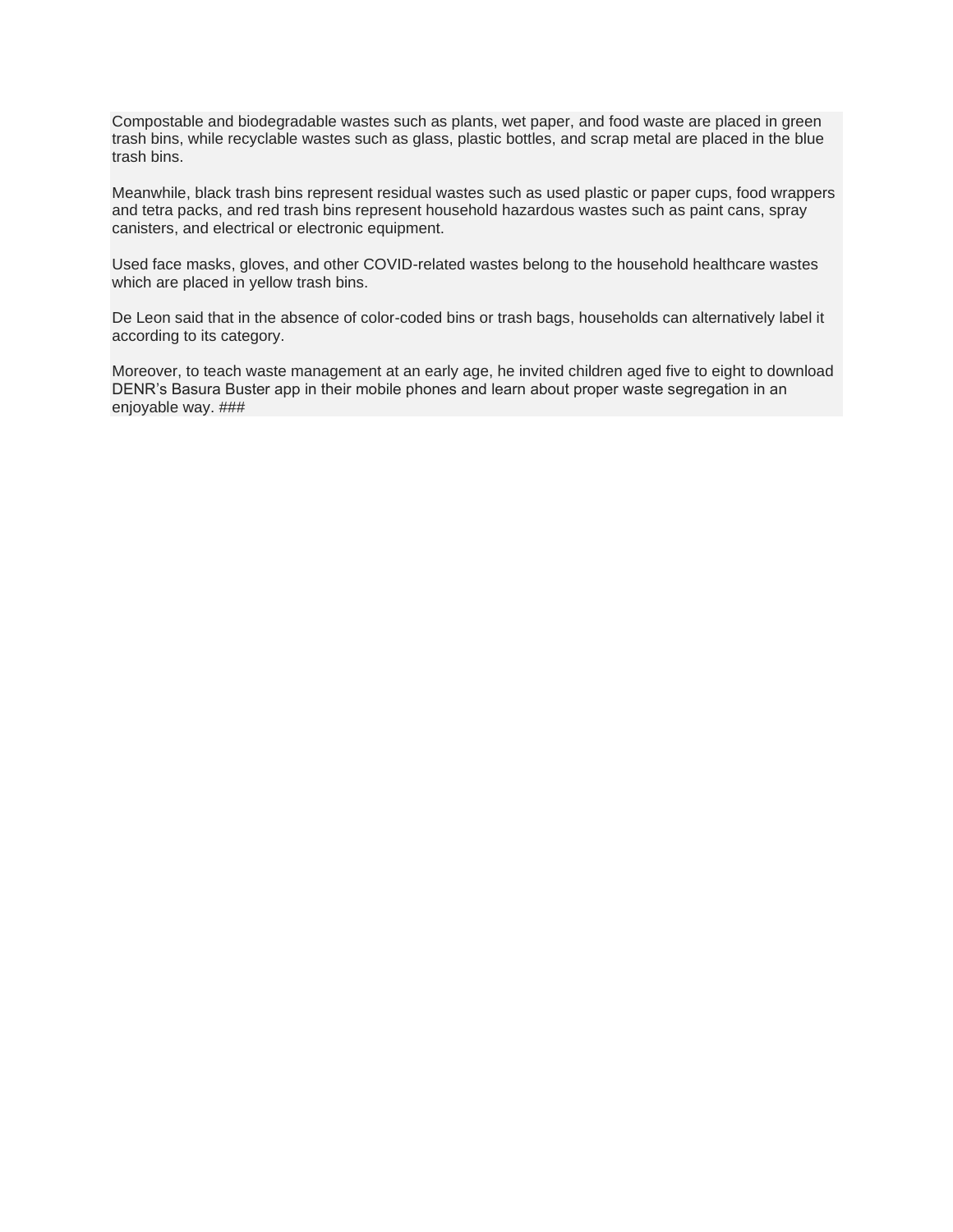Compostable and biodegradable wastes such as plants, wet paper, and food waste are placed in green trash bins, while recyclable wastes such as glass, plastic bottles, and scrap metal are placed in the blue trash bins.

Meanwhile, black trash bins represent residual wastes such as used plastic or paper cups, food wrappers and tetra packs, and red trash bins represent household hazardous wastes such as paint cans, spray canisters, and electrical or electronic equipment.

Used face masks, gloves, and other COVID-related wastes belong to the household healthcare wastes which are placed in yellow trash bins.

De Leon said that in the absence of color-coded bins or trash bags, households can alternatively label it according to its category.

Moreover, to teach waste management at an early age, he invited children aged five to eight to download DENR's Basura Buster app in their mobile phones and learn about proper waste segregation in an enjoyable way. ###